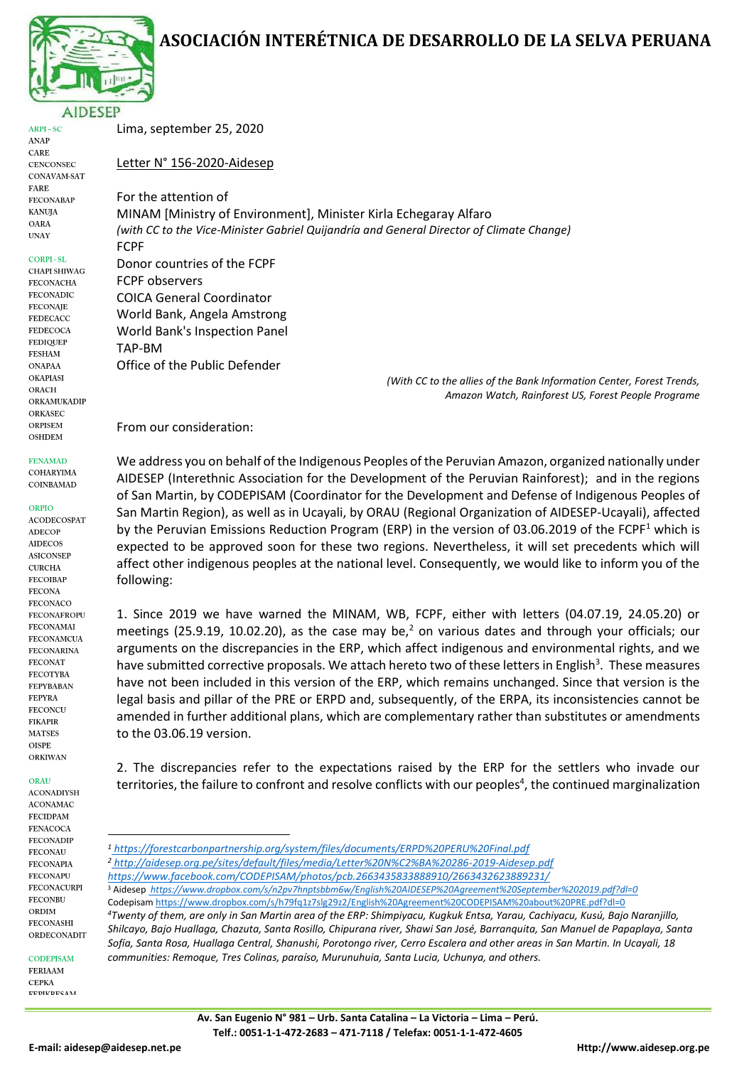# ASOCIACIÓN INTERÉTNICA DE DESARROLLO DE LA SELVA PERUANA

AIDESEP

ARPI – SC
ANAP
CARE
CENCONSEC
CONAVAM-SAT
FARE
FECONABAP
KANUJA
OARA
UNAY

CORPI - SL
CHAPI SHIWAG
FECONACHA
FECONADIC
FECONAJE
FEDECACC
FEDECOCA
FEDIQUEP
FESHAM
ONAPAA
OKAPIASI
ORACH
ORKAMUKADIP
ORKASEC
ORPISEM
OSHDEM

FENAMAD
COHARYIMA
COINBAMAD

ORPIO
ACODECOSPAT
ADECOP
AIDECOS
ASICONSEP
CURCHA
FECOIBAP
FECONA
FECONACO
FECONAFROPU
FECONAMAI
FECONAMCUA
FECONARINA
FECONAT
FECOTYBA
FEPYBABAN
FEPYRA
FECONCU
FIKAPIR
MATSES
OISPE
ORKIWAN

ORAU
ACONADIYSH
ACONAMAC
FECIDPAM
FENACOCA
FECONADIP
FECONAU
FECONAPIA
FECONAPU
FECONACURPI
FECONBU
ORDIM
FECONASHI
ORDECONADIT

CODEPISAM
FERIAAM
CEPKA
FEPIKRESAM

Lima, september 25, 2020

Letter N° 156-2020-Aidesep

For the attention of
MINAM [Ministry of Environment], Minister Kirla Echegaray Alfaro
*(with CC to the Vice-Minister Gabriel Quijandría and General Director of Climate Change)*
FCPF
Donor countries of the FCPF
FCPF observers
COICA General Coordinator
World Bank, Angela Amstrong
World Bank's Inspection Panel
TAP-BM
Office of the Public Defender

*(With CC to the allies of the Bank Information Center, Forest Trends, Amazon Watch, Rainforest US, Forest People Programe*

From our consideration:

We address you on behalf of the Indigenous Peoples of the Peruvian Amazon, organized nationally under AIDESEP (Interethnic Association for the Development of the Peruvian Rainforest); and in the regions of San Martin, by CODEPISAM (Coordinator for the Development and Defense of Indigenous Peoples of San Martin Region), as well as in Ucayali, by ORAU (Regional Organization of AIDESEP-Ucayali), affected by the Peruvian Emissions Reduction Program (ERP) in the version of 03.06.2019 of the FCPF[1] which is expected to be approved soon for these two regions. Nevertheless, it will set precedents which will affect other indigenous peoples at the national level. Consequently, we would like to inform you of the following:

1. Since 2019 we have warned the MINAM, WB, FCPF, either with letters (04.07.19, 24.05.20) or meetings (25.9.19, 10.02.20), as the case may be,[2] on various dates and through your officials; our arguments on the discrepancies in the ERP, which affect indigenous and environmental rights, and we have submitted corrective proposals. We attach hereto two of these letters in English[3]. These measures have not been included in this version of the ERP, which remains unchanged. Since that version is the legal basis and pillar of the PRE or ERPD and, subsequently, of the ERPA, its inconsistencies cannot be amended in further additional plans, which are complementary rather than substitutes or amendments to the 03.06.19 version.

2. The discrepancies refer to the expectations raised by the ERP for the settlers who invade our territories, the failure to confront and resolve conflicts with our peoples[4], the continued marginalization

---

[1] https://forestcarbonpartnership.org/system/files/documents/ERPD%20PERU%20Final.pdf

[2] http://aidesep.org.pe/sites/default/files/media/Letter%20N%C2%BA%20286-2019-Aidesep.pdf
https://www.facebook.com/CODEPISAM/photos/pcb.2663435833888910/2663432623889231/

[3] Aidesep https://www.dropbox.com/s/n2pv7hnptsbbm6w/English%20AIDESEP%20Agreement%20September%202019.pdf?dl=0
Codepisam https://www.dropbox.com/s/h79fq1z7slg29z2/English%20Agreement%20CODEPISAM%20about%20PRE.pdf?dl=0

[4] *Twenty of them, are only in San Martin area of the ERP: Shimpiyacu, Kugkuk Entsa, Yarau, Cachiyacu, Kusú, Bajo Naranjillo, Shilcayo, Bajo Huallaga, Chazuta, Santa Rosillo, Chipurana river, Shawi San José, Barranquita, San Manuel de Papaplaya, Santa Sofía, Santa Rosa, Huallaga Central, Shanushi, Porotongo river, Cerro Escalera and other areas in San Martin. In Ucayali, 18 communities: Remoque, Tres Colinas, paraíso, Murunuhuia, Santa Lucia, Uchunya, and others.*

Av. San Eugenio N° 981 – Urb. Santa Catalina – La Victoria – Lima – Perú.
Telf.: 0051-1-1-472-2683 – 471-7118 / Telefax: 0051-1-1-472-4605
E-mail: aidesep@aidesep.net.pe Http://www.aidesep.org.pe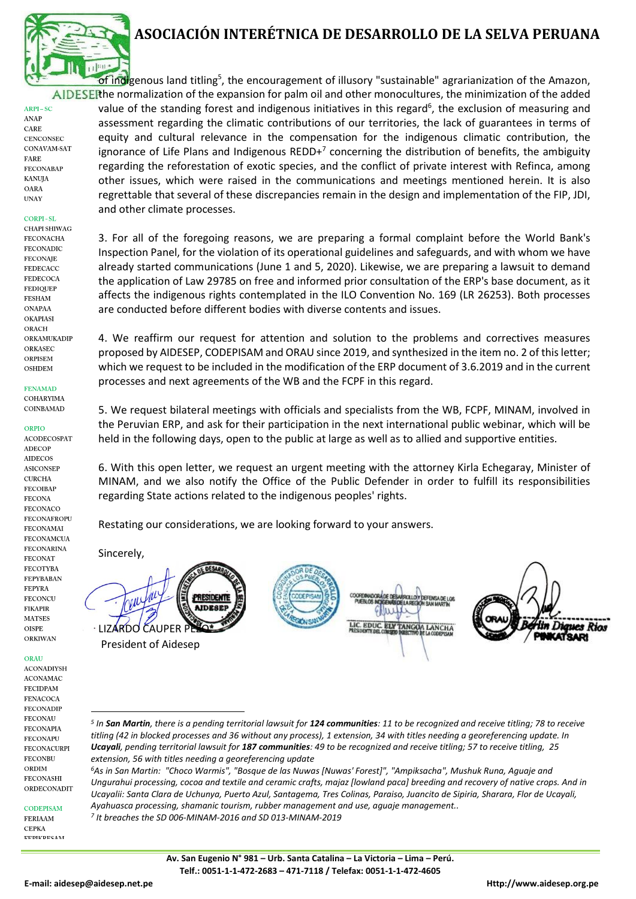of indigenous land titling[5], the encouragement of illusory "sustainable" agrarianization of the Amazon, the normalization of the expansion for palm oil and other monocultures, the minimization of the added value of the standing forest and indigenous initiatives in this regard[6], the exclusion of measuring and assessment regarding the climatic contributions of our territories, the lack of guarantees in terms of equity and cultural relevance in the compensation for the indigenous climatic contribution, the ignorance of Life Plans and Indigenous REDD+[7] concerning the distribution of benefits, the ambiguity regarding the reforestation of exotic species, and the conflict of private interest with Refinca, among other issues, which were raised in the communications and meetings mentioned herein. It is also regrettable that several of these discrepancies remain in the design and implementation of the FIP, JDI, and other climate processes.

3. For all of the foregoing reasons, we are preparing a formal complaint before the World Bank's Inspection Panel, for the violation of its operational guidelines and safeguards, and with whom we have already started communications (June 1 and 5, 2020). Likewise, we are preparing a lawsuit to demand the application of Law 29785 on free and informed prior consultation of the ERP's base document, as it affects the indigenous rights contemplated in the ILO Convention No. 169 (LR 26253). Both processes are conducted before different bodies with diverse contents and issues.

4. We reaffirm our request for attention and solution to the problems and correctives measures proposed by AIDESEP, CODEPISAM and ORAU since 2019, and synthesized in the item no. 2 of this letter; which we request to be included in the modification of the ERP document of 3.6.2019 and in the current processes and next agreements of the WB and the FCPF in this regard.

5. We request bilateral meetings with officials and specialists from the WB, FCPF, MINAM, involved in the Peruvian ERP, and ask for their participation in the next international public webinar, which will be held in the following days, open to the public at large as well as to allied and supportive entities.

6. With this open letter, we request an urgent meeting with the attorney Kirla Echegaray, Minister of MINAM, and we also notify the Office of the Public Defender in order to fulfill its responsibilities regarding State actions related to the indigenous peoples' rights.

Restating our considerations, we are looking forward to your answers.

Sincerely,

LIZARDO CAUPER PEZO
President of Aidesep

LIC. EDUC. ELY TANGOA LANCHA
PRESIDENTE DEL CONSEJO DIRECTIVO DE LA CODEPISAM

Berlin Diques Rios
PINKATSARI

---

[5] *In **San Martin**, there is a pending territorial lawsuit for **124 communities**: 11 to be recognized and receive titling; 78 to receive titling (42 in blocked processes and 36 without any process), 1 extension, 34 with titles needing a georeferencing update. In **Ucayali**, pending territorial lawsuit for **187 communities**: 49 to be recognized and receive titling; 57 to receive titling, 25 extension, 56 with titles needing a georeferencing update*

[6] *As in San Martin: "Choco Warmis", "Bosque de las Nuwas [Nuwas' Forest]", "Ampiksacha", Mushuk Runa, Aguaje and Ungurahui processing, cocoa and textile and ceramic crafts, majaz [lowland paca] breeding and recovery of native crops. And in Ucayalii: Santa Clara de Uchunya, Puerto Azul, Santagema, Tres Colinas, Paraiso, Juancito de Sipiria, Sharara, Flor de Ucayali, Ayahuasca processing, shamanic tourism, rubber management and use, aguaje management..*

[7] *It breaches the SD 006-MINAM-2016 and SD 013-MINAM-2019*